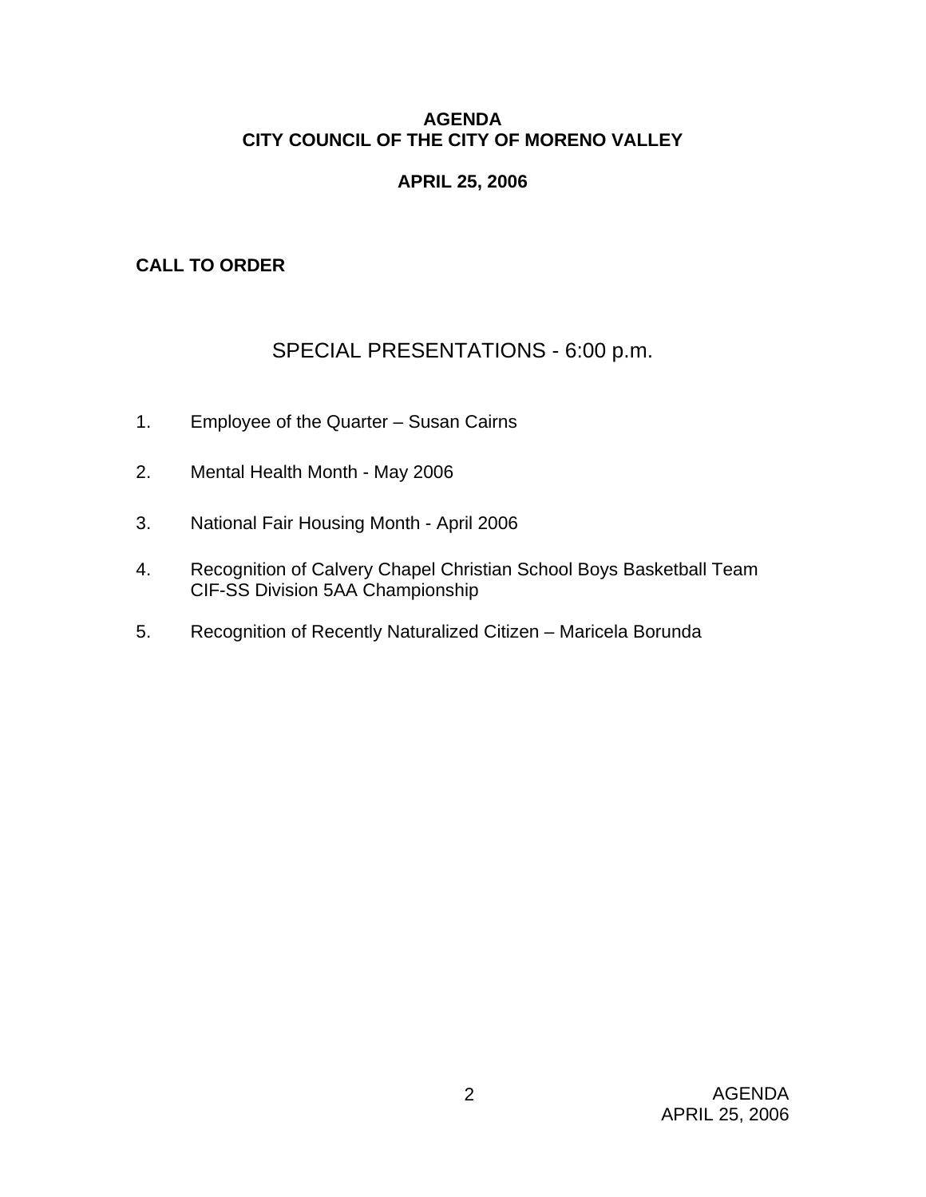# AGENDA
# CITY COUNCIL OF THE CITY OF MORENO VALLEY

## APRIL 25, 2006

**CALL TO ORDER**

## SPECIAL PRESENTATIONS - 6:00 p.m.

1. Employee of the Quarter – Susan Cairns

2. Mental Health Month - May 2006

3. National Fair Housing Month - April 2006

4. Recognition of Calvery Chapel Christian School Boys Basketball Team CIF-SS Division 5AA Championship

5. Recognition of Recently Naturalized Citizen – Maricela Borunda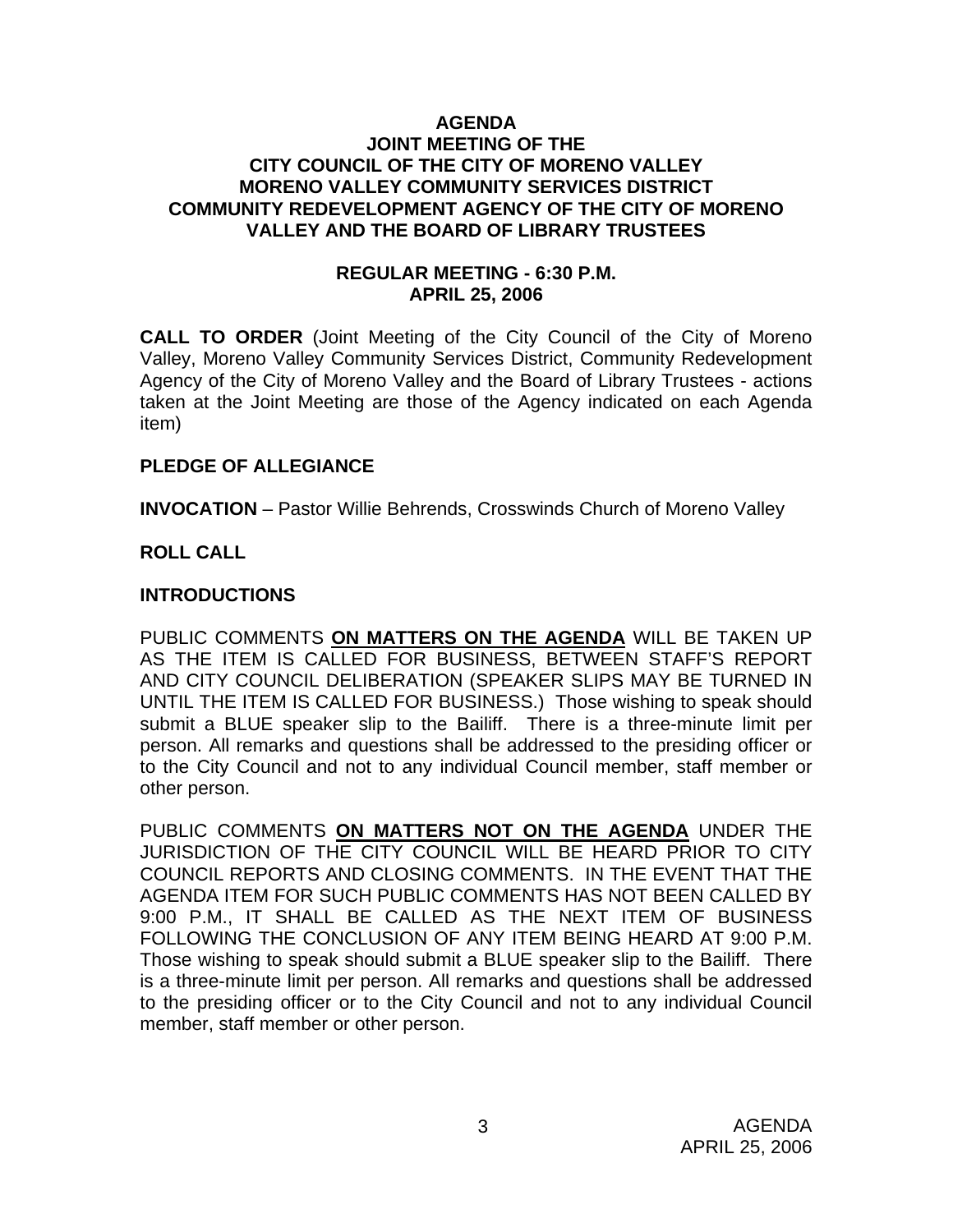**AGENDA**
**JOINT MEETING OF THE**
**CITY COUNCIL OF THE CITY OF MORENO VALLEY**
**MORENO VALLEY COMMUNITY SERVICES DISTRICT**
**COMMUNITY REDEVELOPMENT AGENCY OF THE CITY OF MORENO VALLEY AND THE BOARD OF LIBRARY TRUSTEES**

**REGULAR MEETING - 6:30 P.M.**
**APRIL 25, 2006**

**CALL TO ORDER** (Joint Meeting of the City Council of the City of Moreno Valley, Moreno Valley Community Services District, Community Redevelopment Agency of the City of Moreno Valley and the Board of Library Trustees - actions taken at the Joint Meeting are those of the Agency indicated on each Agenda item)

**PLEDGE OF ALLEGIANCE**

**INVOCATION** – Pastor Willie Behrends, Crosswinds Church of Moreno Valley

**ROLL CALL**

**INTRODUCTIONS**

PUBLIC COMMENTS **ON MATTERS ON THE AGENDA** WILL BE TAKEN UP AS THE ITEM IS CALLED FOR BUSINESS, BETWEEN STAFF'S REPORT AND CITY COUNCIL DELIBERATION (SPEAKER SLIPS MAY BE TURNED IN UNTIL THE ITEM IS CALLED FOR BUSINESS.) Those wishing to speak should submit a BLUE speaker slip to the Bailiff. There is a three-minute limit per person. All remarks and questions shall be addressed to the presiding officer or to the City Council and not to any individual Council member, staff member or other person.

PUBLIC COMMENTS **ON MATTERS NOT ON THE AGENDA** UNDER THE JURISDICTION OF THE CITY COUNCIL WILL BE HEARD PRIOR TO CITY COUNCIL REPORTS AND CLOSING COMMENTS. IN THE EVENT THAT THE AGENDA ITEM FOR SUCH PUBLIC COMMENTS HAS NOT BEEN CALLED BY 9:00 P.M., IT SHALL BE CALLED AS THE NEXT ITEM OF BUSINESS FOLLOWING THE CONCLUSION OF ANY ITEM BEING HEARD AT 9:00 P.M. Those wishing to speak should submit a BLUE speaker slip to the Bailiff. There is a three-minute limit per person. All remarks and questions shall be addressed to the presiding officer or to the City Council and not to any individual Council member, staff member or other person.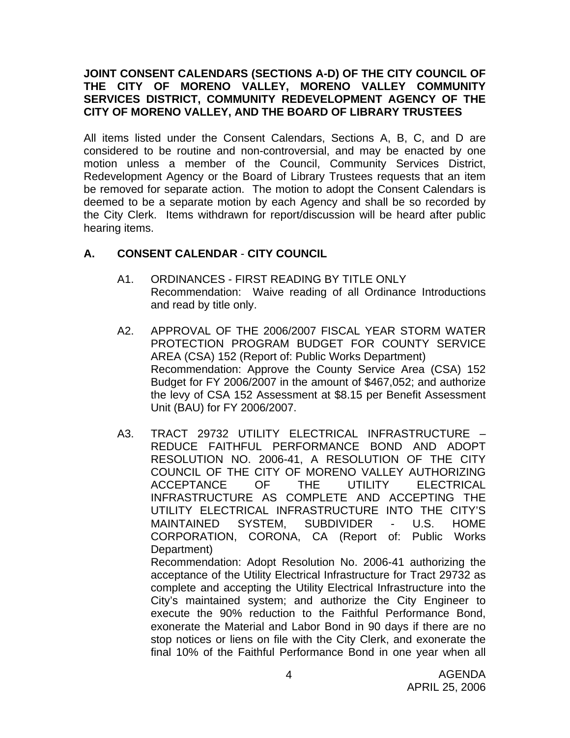**JOINT CONSENT CALENDARS (SECTIONS A-D) OF THE CITY COUNCIL OF THE CITY OF MORENO VALLEY, MORENO VALLEY COMMUNITY SERVICES DISTRICT, COMMUNITY REDEVELOPMENT AGENCY OF THE CITY OF MORENO VALLEY, AND THE BOARD OF LIBRARY TRUSTEES**

All items listed under the Consent Calendars, Sections A, B, C, and D are considered to be routine and non-controversial, and may be enacted by one motion unless a member of the Council, Community Services District, Redevelopment Agency or the Board of Library Trustees requests that an item be removed for separate action. The motion to adopt the Consent Calendars is deemed to be a separate motion by each Agency and shall be so recorded by the City Clerk. Items withdrawn for report/discussion will be heard after public hearing items.

## A. CONSENT CALENDAR - CITY COUNCIL

A1. ORDINANCES - FIRST READING BY TITLE ONLY
Recommendation: Waive reading of all Ordinance Introductions and read by title only.

A2. APPROVAL OF THE 2006/2007 FISCAL YEAR STORM WATER PROTECTION PROGRAM BUDGET FOR COUNTY SERVICE AREA (CSA) 152 (Report of: Public Works Department)
Recommendation: Approve the County Service Area (CSA) 152 Budget for FY 2006/2007 in the amount of $467,052; and authorize the levy of CSA 152 Assessment at $8.15 per Benefit Assessment Unit (BAU) for FY 2006/2007.

A3. TRACT 29732 UTILITY ELECTRICAL INFRASTRUCTURE – REDUCE FAITHFUL PERFORMANCE BOND AND ADOPT RESOLUTION NO. 2006-41, A RESOLUTION OF THE CITY COUNCIL OF THE CITY OF MORENO VALLEY AUTHORIZING ACCEPTANCE OF THE UTILITY ELECTRICAL INFRASTRUCTURE AS COMPLETE AND ACCEPTING THE UTILITY ELECTRICAL INFRASTRUCTURE INTO THE CITY'S MAINTAINED SYSTEM, SUBDIVIDER - U.S. HOME CORPORATION, CORONA, CA (Report of: Public Works Department)
Recommendation: Adopt Resolution No. 2006-41 authorizing the acceptance of the Utility Electrical Infrastructure for Tract 29732 as complete and accepting the Utility Electrical Infrastructure into the City's maintained system; and authorize the City Engineer to execute the 90% reduction to the Faithful Performance Bond, exonerate the Material and Labor Bond in 90 days if there are no stop notices or liens on file with the City Clerk, and exonerate the final 10% of the Faithful Performance Bond in one year when all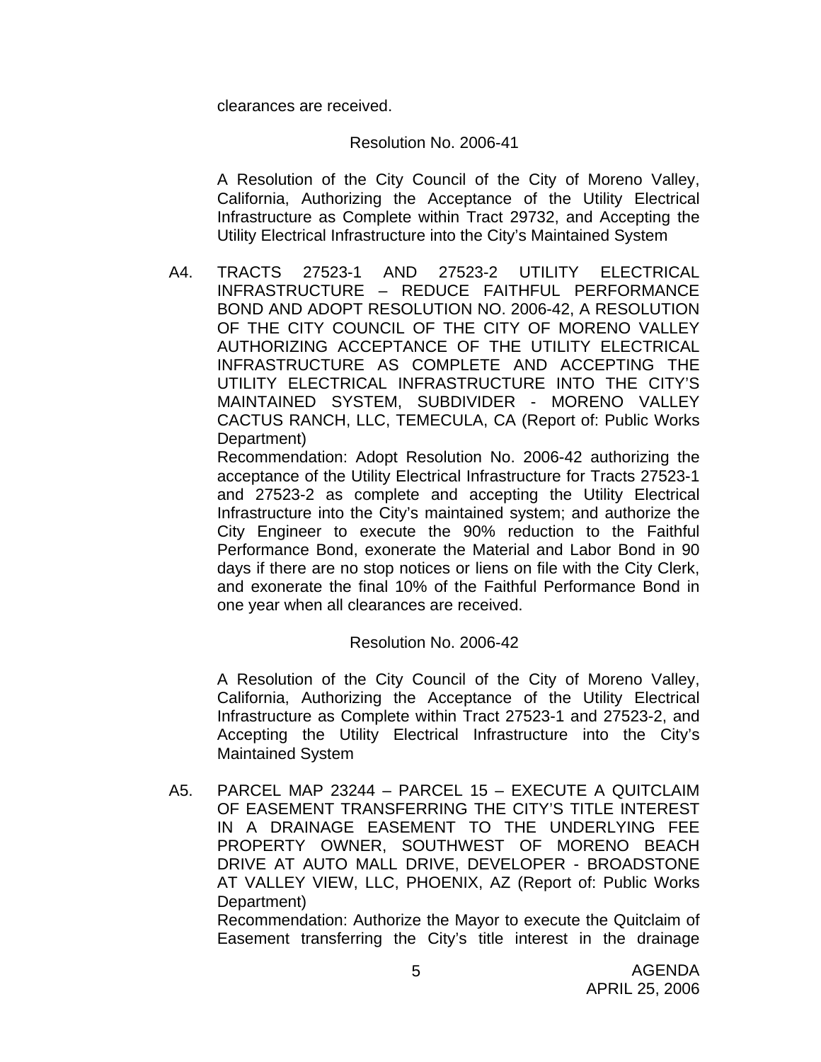clearances are received.

Resolution No. 2006-41

A Resolution of the City Council of the City of Moreno Valley, California, Authorizing the Acceptance of the Utility Electrical Infrastructure as Complete within Tract 29732, and Accepting the Utility Electrical Infrastructure into the City's Maintained System

A4. TRACTS 27523-1 AND 27523-2 UTILITY ELECTRICAL INFRASTRUCTURE – REDUCE FAITHFUL PERFORMANCE BOND AND ADOPT RESOLUTION NO. 2006-42, A RESOLUTION OF THE CITY COUNCIL OF THE CITY OF MORENO VALLEY AUTHORIZING ACCEPTANCE OF THE UTILITY ELECTRICAL INFRASTRUCTURE AS COMPLETE AND ACCEPTING THE UTILITY ELECTRICAL INFRASTRUCTURE INTO THE CITY'S MAINTAINED SYSTEM, SUBDIVIDER - MORENO VALLEY CACTUS RANCH, LLC, TEMECULA, CA (Report of: Public Works Department)

Recommendation: Adopt Resolution No. 2006-42 authorizing the acceptance of the Utility Electrical Infrastructure for Tracts 27523-1 and 27523-2 as complete and accepting the Utility Electrical Infrastructure into the City's maintained system; and authorize the City Engineer to execute the 90% reduction to the Faithful Performance Bond, exonerate the Material and Labor Bond in 90 days if there are no stop notices or liens on file with the City Clerk, and exonerate the final 10% of the Faithful Performance Bond in one year when all clearances are received.

Resolution No. 2006-42

A Resolution of the City Council of the City of Moreno Valley, California, Authorizing the Acceptance of the Utility Electrical Infrastructure as Complete within Tract 27523-1 and 27523-2, and Accepting the Utility Electrical Infrastructure into the City's Maintained System

A5. PARCEL MAP 23244 – PARCEL 15 – EXECUTE A QUITCLAIM OF EASEMENT TRANSFERRING THE CITY'S TITLE INTEREST IN A DRAINAGE EASEMENT TO THE UNDERLYING FEE PROPERTY OWNER, SOUTHWEST OF MORENO BEACH DRIVE AT AUTO MALL DRIVE, DEVELOPER - BROADSTONE AT VALLEY VIEW, LLC, PHOENIX, AZ (Report of: Public Works Department)

Recommendation: Authorize the Mayor to execute the Quitclaim of Easement transferring the City's title interest in the drainage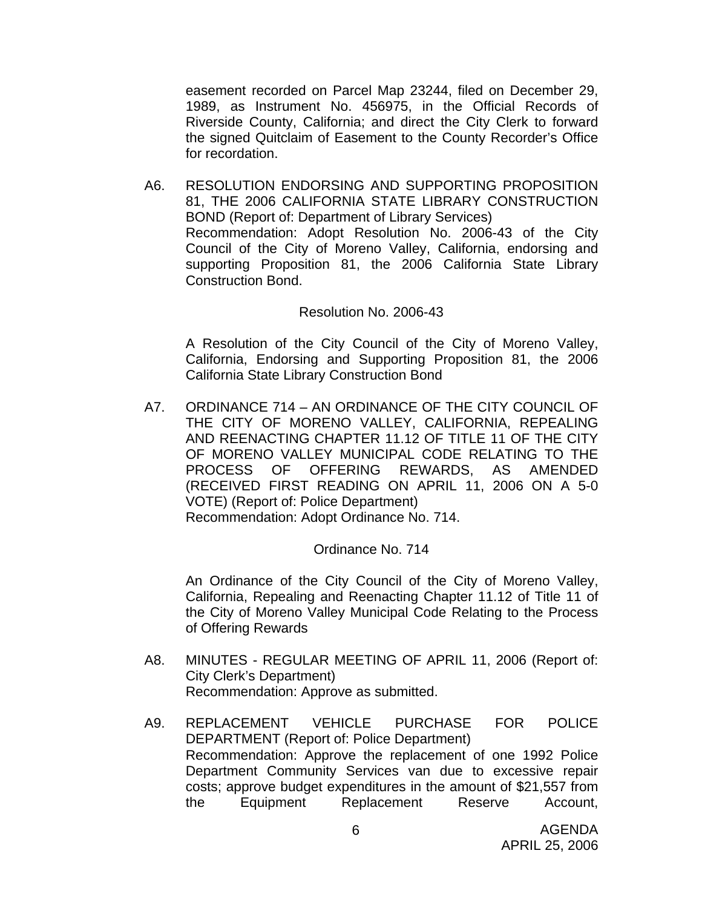easement recorded on Parcel Map 23244, filed on December 29, 1989, as Instrument No. 456975, in the Official Records of Riverside County, California; and direct the City Clerk to forward the signed Quitclaim of Easement to the County Recorder's Office for recordation.

A6. RESOLUTION ENDORSING AND SUPPORTING PROPOSITION 81, THE 2006 CALIFORNIA STATE LIBRARY CONSTRUCTION BOND (Report of: Department of Library Services)
Recommendation: Adopt Resolution No. 2006-43 of the City Council of the City of Moreno Valley, California, endorsing and supporting Proposition 81, the 2006 California State Library Construction Bond.

Resolution No. 2006-43

A Resolution of the City Council of the City of Moreno Valley, California, Endorsing and Supporting Proposition 81, the 2006 California State Library Construction Bond

A7. ORDINANCE 714 – AN ORDINANCE OF THE CITY COUNCIL OF THE CITY OF MORENO VALLEY, CALIFORNIA, REPEALING AND REENACTING CHAPTER 11.12 OF TITLE 11 OF THE CITY OF MORENO VALLEY MUNICIPAL CODE RELATING TO THE PROCESS OF OFFERING REWARDS, AS AMENDED (RECEIVED FIRST READING ON APRIL 11, 2006 ON A 5-0 VOTE) (Report of: Police Department)
Recommendation: Adopt Ordinance No. 714.

Ordinance No. 714

An Ordinance of the City Council of the City of Moreno Valley, California, Repealing and Reenacting Chapter 11.12 of Title 11 of the City of Moreno Valley Municipal Code Relating to the Process of Offering Rewards

A8. MINUTES - REGULAR MEETING OF APRIL 11, 2006 (Report of: City Clerk's Department)
Recommendation: Approve as submitted.

A9. REPLACEMENT VEHICLE PURCHASE FOR POLICE DEPARTMENT (Report of: Police Department)
Recommendation: Approve the replacement of one 1992 Police Department Community Services van due to excessive repair costs; approve budget expenditures in the amount of $21,557 from the Equipment Replacement Reserve Account,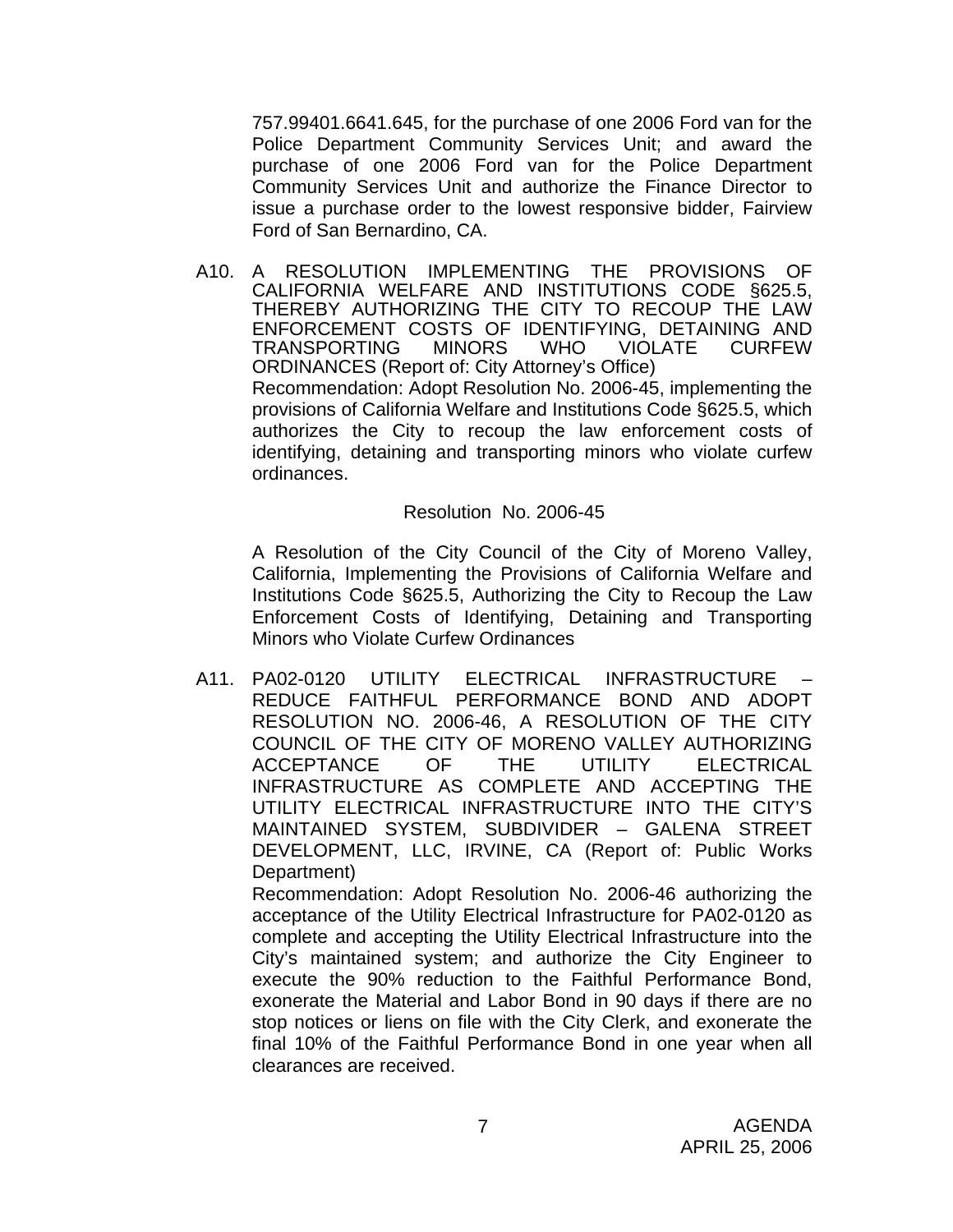757.99401.6641.645, for the purchase of one 2006 Ford van for the Police Department Community Services Unit; and award the purchase of one 2006 Ford van for the Police Department Community Services Unit and authorize the Finance Director to issue a purchase order to the lowest responsive bidder, Fairview Ford of San Bernardino, CA.

A10. A RESOLUTION IMPLEMENTING THE PROVISIONS OF CALIFORNIA WELFARE AND INSTITUTIONS CODE §625.5, THEREBY AUTHORIZING THE CITY TO RECOUP THE LAW ENFORCEMENT COSTS OF IDENTIFYING, DETAINING AND TRANSPORTING MINORS WHO VIOLATE CURFEW ORDINANCES (Report of: City Attorney's Office)

Recommendation: Adopt Resolution No. 2006-45, implementing the provisions of California Welfare and Institutions Code §625.5, which authorizes the City to recoup the law enforcement costs of identifying, detaining and transporting minors who violate curfew ordinances.

Resolution No. 2006-45

A Resolution of the City Council of the City of Moreno Valley, California, Implementing the Provisions of California Welfare and Institutions Code §625.5, Authorizing the City to Recoup the Law Enforcement Costs of Identifying, Detaining and Transporting Minors who Violate Curfew Ordinances

A11. PA02-0120 UTILITY ELECTRICAL INFRASTRUCTURE – REDUCE FAITHFUL PERFORMANCE BOND AND ADOPT RESOLUTION NO. 2006-46, A RESOLUTION OF THE CITY COUNCIL OF THE CITY OF MORENO VALLEY AUTHORIZING ACCEPTANCE OF THE UTILITY ELECTRICAL INFRASTRUCTURE AS COMPLETE AND ACCEPTING THE UTILITY ELECTRICAL INFRASTRUCTURE INTO THE CITY'S MAINTAINED SYSTEM, SUBDIVIDER – GALENA STREET DEVELOPMENT, LLC, IRVINE, CA (Report of: Public Works Department)

Recommendation: Adopt Resolution No. 2006-46 authorizing the acceptance of the Utility Electrical Infrastructure for PA02-0120 as complete and accepting the Utility Electrical Infrastructure into the City's maintained system; and authorize the City Engineer to execute the 90% reduction to the Faithful Performance Bond, exonerate the Material and Labor Bond in 90 days if there are no stop notices or liens on file with the City Clerk, and exonerate the final 10% of the Faithful Performance Bond in one year when all clearances are received.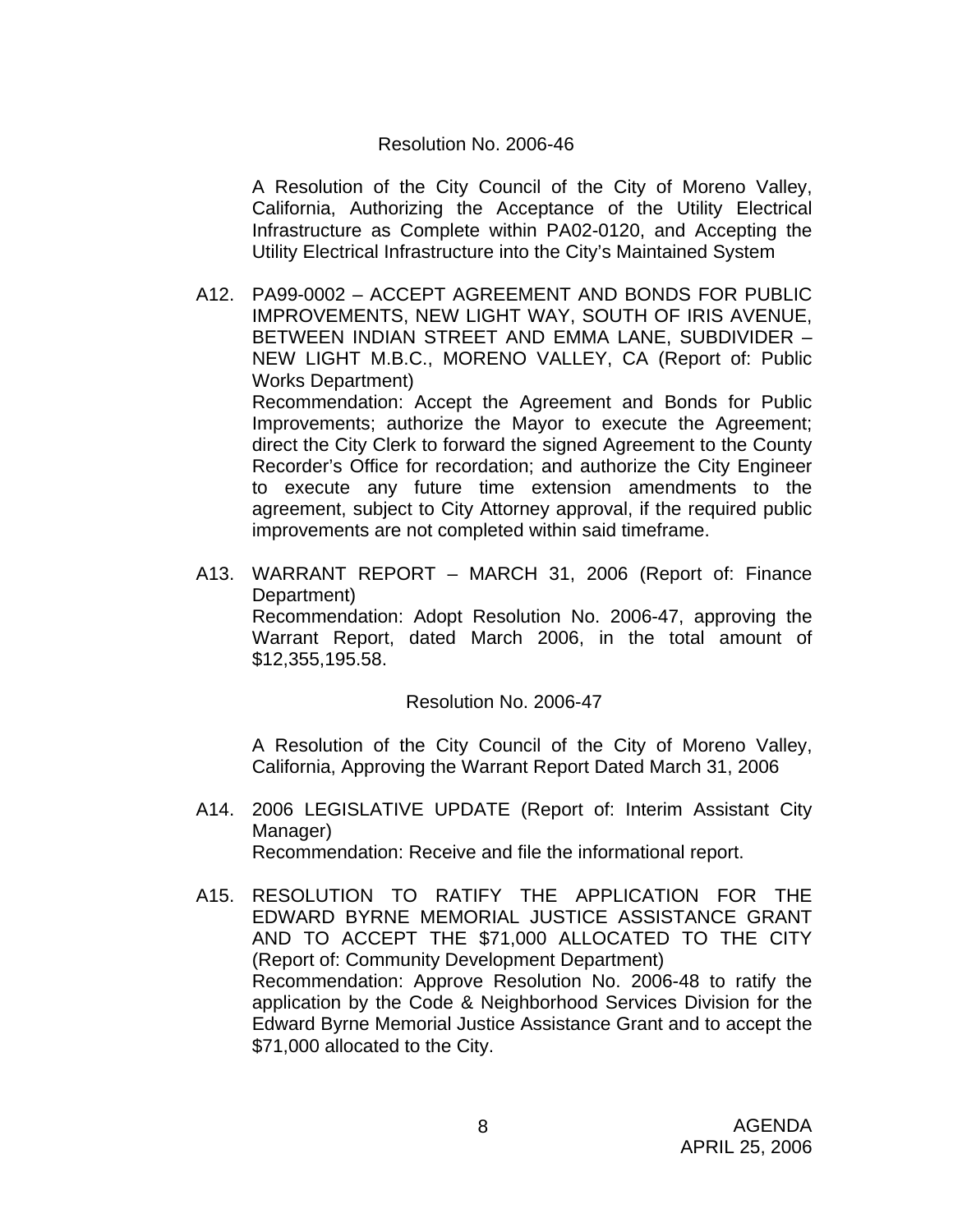Resolution No. 2006-46

A Resolution of the City Council of the City of Moreno Valley, California, Authorizing the Acceptance of the Utility Electrical Infrastructure as Complete within PA02-0120, and Accepting the Utility Electrical Infrastructure into the City's Maintained System

A12. PA99-0002 – ACCEPT AGREEMENT AND BONDS FOR PUBLIC IMPROVEMENTS, NEW LIGHT WAY, SOUTH OF IRIS AVENUE, BETWEEN INDIAN STREET AND EMMA LANE, SUBDIVIDER – NEW LIGHT M.B.C., MORENO VALLEY, CA (Report of: Public Works Department)
Recommendation: Accept the Agreement and Bonds for Public Improvements; authorize the Mayor to execute the Agreement; direct the City Clerk to forward the signed Agreement to the County Recorder's Office for recordation; and authorize the City Engineer to execute any future time extension amendments to the agreement, subject to City Attorney approval, if the required public improvements are not completed within said timeframe.

A13. WARRANT REPORT – MARCH 31, 2006 (Report of: Finance Department)
Recommendation: Adopt Resolution No. 2006-47, approving the Warrant Report, dated March 2006, in the total amount of $12,355,195.58.

Resolution No. 2006-47

A Resolution of the City Council of the City of Moreno Valley, California, Approving the Warrant Report Dated March 31, 2006

A14. 2006 LEGISLATIVE UPDATE (Report of: Interim Assistant City Manager)
Recommendation: Receive and file the informational report.

A15. RESOLUTION TO RATIFY THE APPLICATION FOR THE EDWARD BYRNE MEMORIAL JUSTICE ASSISTANCE GRANT AND TO ACCEPT THE $71,000 ALLOCATED TO THE CITY (Report of: Community Development Department)
Recommendation: Approve Resolution No. 2006-48 to ratify the application by the Code & Neighborhood Services Division for the Edward Byrne Memorial Justice Assistance Grant and to accept the $71,000 allocated to the City.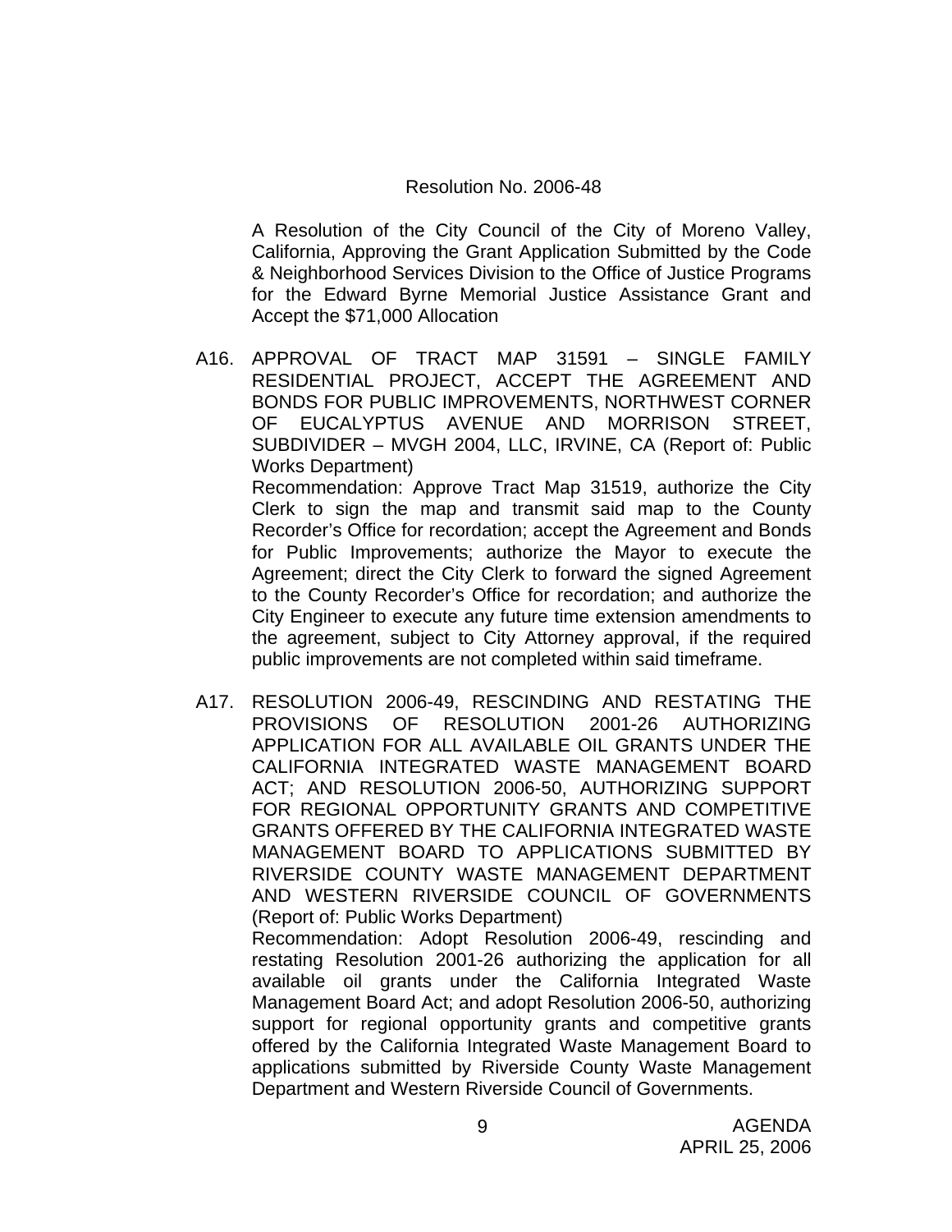Resolution No. 2006-48

A Resolution of the City Council of the City of Moreno Valley, California, Approving the Grant Application Submitted by the Code & Neighborhood Services Division to the Office of Justice Programs for the Edward Byrne Memorial Justice Assistance Grant and Accept the $71,000 Allocation

A16. APPROVAL OF TRACT MAP 31591 – SINGLE FAMILY RESIDENTIAL PROJECT, ACCEPT THE AGREEMENT AND BONDS FOR PUBLIC IMPROVEMENTS, NORTHWEST CORNER OF EUCALYPTUS AVENUE AND MORRISON STREET, SUBDIVIDER – MVGH 2004, LLC, IRVINE, CA (Report of: Public Works Department)

Recommendation: Approve Tract Map 31519, authorize the City Clerk to sign the map and transmit said map to the County Recorder's Office for recordation; accept the Agreement and Bonds for Public Improvements; authorize the Mayor to execute the Agreement; direct the City Clerk to forward the signed Agreement to the County Recorder's Office for recordation; and authorize the City Engineer to execute any future time extension amendments to the agreement, subject to City Attorney approval, if the required public improvements are not completed within said timeframe.

A17. RESOLUTION 2006-49, RESCINDING AND RESTATING THE PROVISIONS OF RESOLUTION 2001-26 AUTHORIZING APPLICATION FOR ALL AVAILABLE OIL GRANTS UNDER THE CALIFORNIA INTEGRATED WASTE MANAGEMENT BOARD ACT; AND RESOLUTION 2006-50, AUTHORIZING SUPPORT FOR REGIONAL OPPORTUNITY GRANTS AND COMPETITIVE GRANTS OFFERED BY THE CALIFORNIA INTEGRATED WASTE MANAGEMENT BOARD TO APPLICATIONS SUBMITTED BY RIVERSIDE COUNTY WASTE MANAGEMENT DEPARTMENT AND WESTERN RIVERSIDE COUNCIL OF GOVERNMENTS (Report of: Public Works Department)

Recommendation: Adopt Resolution 2006-49, rescinding and restating Resolution 2001-26 authorizing the application for all available oil grants under the California Integrated Waste Management Board Act; and adopt Resolution 2006-50, authorizing support for regional opportunity grants and competitive grants offered by the California Integrated Waste Management Board to applications submitted by Riverside County Waste Management Department and Western Riverside Council of Governments.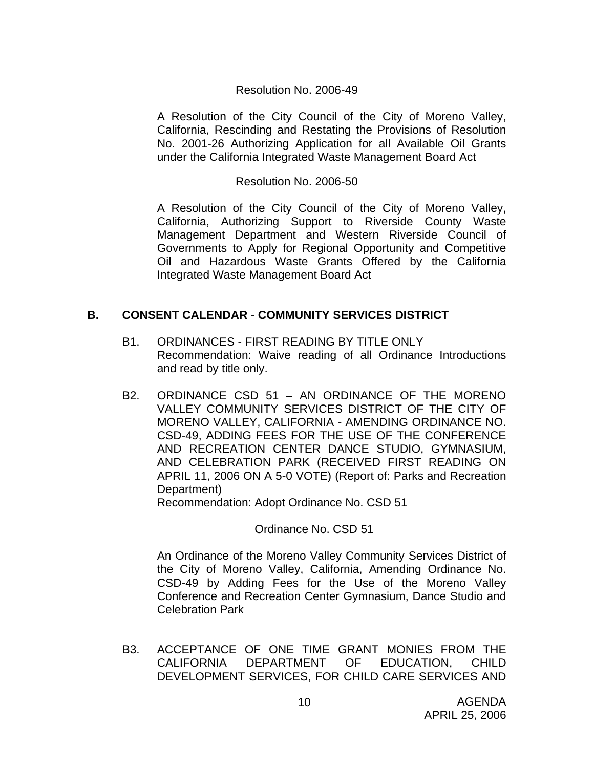Resolution No. 2006-49

A Resolution of the City Council of the City of Moreno Valley, California, Rescinding and Restating the Provisions of Resolution No. 2001-26 Authorizing Application for all Available Oil Grants under the California Integrated Waste Management Board Act

Resolution No. 2006-50

A Resolution of the City Council of the City of Moreno Valley, California, Authorizing Support to Riverside County Waste Management Department and Western Riverside Council of Governments to Apply for Regional Opportunity and Competitive Oil and Hazardous Waste Grants Offered by the California Integrated Waste Management Board Act

## B. CONSENT CALENDAR - COMMUNITY SERVICES DISTRICT

B1. ORDINANCES - FIRST READING BY TITLE ONLY
Recommendation: Waive reading of all Ordinance Introductions and read by title only.

B2. ORDINANCE CSD 51 – AN ORDINANCE OF THE MORENO VALLEY COMMUNITY SERVICES DISTRICT OF THE CITY OF MORENO VALLEY, CALIFORNIA - AMENDING ORDINANCE NO. CSD-49, ADDING FEES FOR THE USE OF THE CONFERENCE AND RECREATION CENTER DANCE STUDIO, GYMNASIUM, AND CELEBRATION PARK (RECEIVED FIRST READING ON APRIL 11, 2006 ON A 5-0 VOTE) (Report of: Parks and Recreation Department)
Recommendation: Adopt Ordinance No. CSD 51

Ordinance No. CSD 51

An Ordinance of the Moreno Valley Community Services District of the City of Moreno Valley, California, Amending Ordinance No. CSD-49 by Adding Fees for the Use of the Moreno Valley Conference and Recreation Center Gymnasium, Dance Studio and Celebration Park

B3. ACCEPTANCE OF ONE TIME GRANT MONIES FROM THE CALIFORNIA DEPARTMENT OF EDUCATION, CHILD DEVELOPMENT SERVICES, FOR CHILD CARE SERVICES AND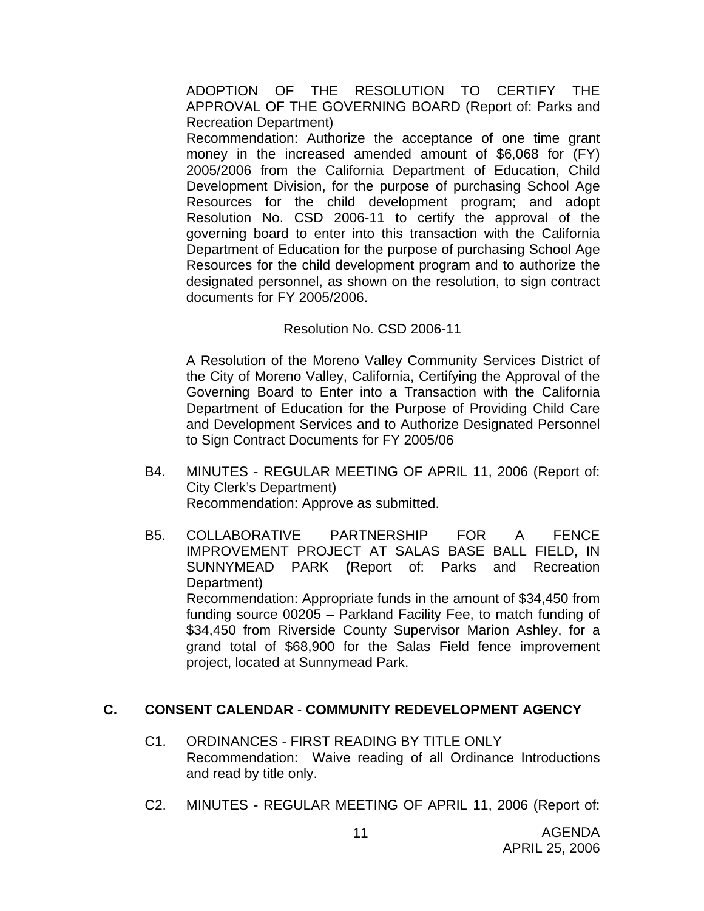ADOPTION OF THE RESOLUTION TO CERTIFY THE APPROVAL OF THE GOVERNING BOARD (Report of: Parks and Recreation Department)
Recommendation: Authorize the acceptance of one time grant money in the increased amended amount of $6,068 for (FY) 2005/2006 from the California Department of Education, Child Development Division, for the purpose of purchasing School Age Resources for the child development program; and adopt Resolution No. CSD 2006-11 to certify the approval of the governing board to enter into this transaction with the California Department of Education for the purpose of purchasing School Age Resources for the child development program and to authorize the designated personnel, as shown on the resolution, to sign contract documents for FY 2005/2006.

Resolution No. CSD 2006-11

A Resolution of the Moreno Valley Community Services District of the City of Moreno Valley, California, Certifying the Approval of the Governing Board to Enter into a Transaction with the California Department of Education for the Purpose of Providing Child Care and Development Services and to Authorize Designated Personnel to Sign Contract Documents for FY 2005/06

B4. MINUTES - REGULAR MEETING OF APRIL 11, 2006 (Report of: City Clerk's Department)
Recommendation: Approve as submitted.

B5. COLLABORATIVE PARTNERSHIP FOR A FENCE IMPROVEMENT PROJECT AT SALAS BASE BALL FIELD, IN SUNNYMEAD PARK **(**Report of: Parks and Recreation Department)
Recommendation: Appropriate funds in the amount of $34,450 from funding source 00205 – Parkland Facility Fee, to match funding of $34,450 from Riverside County Supervisor Marion Ashley, for a grand total of $68,900 for the Salas Field fence improvement project, located at Sunnymead Park.

## C. CONSENT CALENDAR - COMMUNITY REDEVELOPMENT AGENCY

C1. ORDINANCES - FIRST READING BY TITLE ONLY
Recommendation: Waive reading of all Ordinance Introductions and read by title only.

C2. MINUTES - REGULAR MEETING OF APRIL 11, 2006 (Report of: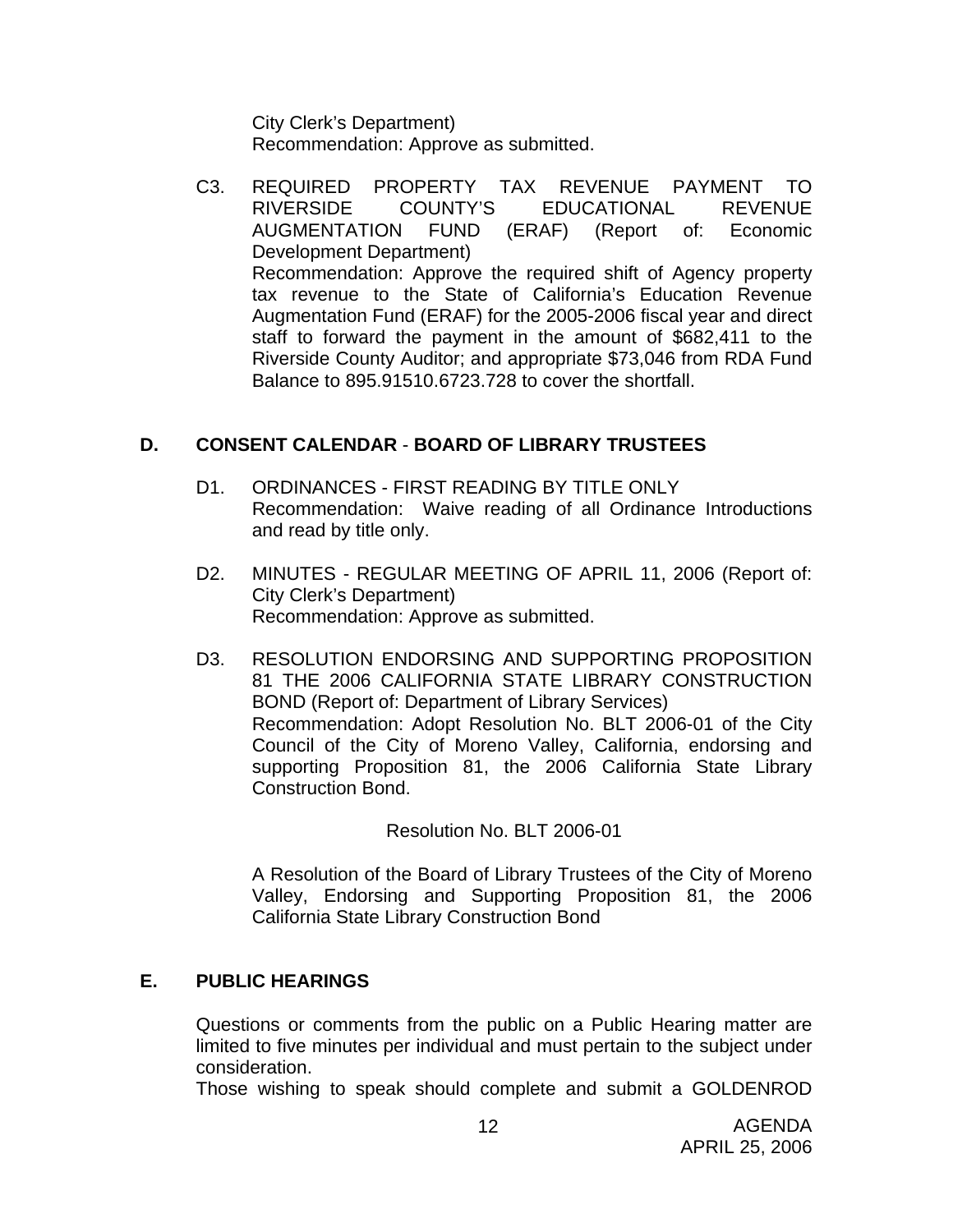City Clerk's Department)
Recommendation: Approve as submitted.

C3. REQUIRED PROPERTY TAX REVENUE PAYMENT TO RIVERSIDE COUNTY'S EDUCATIONAL REVENUE AUGMENTATION FUND (ERAF) (Report of: Economic Development Department)
Recommendation: Approve the required shift of Agency property tax revenue to the State of California's Education Revenue Augmentation Fund (ERAF) for the 2005-2006 fiscal year and direct staff to forward the payment in the amount of $682,411 to the Riverside County Auditor; and appropriate $73,046 from RDA Fund Balance to 895.91510.6723.728 to cover the shortfall.

## D. CONSENT CALENDAR - BOARD OF LIBRARY TRUSTEES

D1. ORDINANCES - FIRST READING BY TITLE ONLY
Recommendation: Waive reading of all Ordinance Introductions and read by title only.

D2. MINUTES - REGULAR MEETING OF APRIL 11, 2006 (Report of: City Clerk's Department)
Recommendation: Approve as submitted.

D3. RESOLUTION ENDORSING AND SUPPORTING PROPOSITION 81 THE 2006 CALIFORNIA STATE LIBRARY CONSTRUCTION BOND (Report of: Department of Library Services)
Recommendation: Adopt Resolution No. BLT 2006-01 of the City Council of the City of Moreno Valley, California, endorsing and supporting Proposition 81, the 2006 California State Library Construction Bond.

Resolution No. BLT 2006-01

A Resolution of the Board of Library Trustees of the City of Moreno Valley, Endorsing and Supporting Proposition 81, the 2006 California State Library Construction Bond

## E. PUBLIC HEARINGS

Questions or comments from the public on a Public Hearing matter are limited to five minutes per individual and must pertain to the subject under consideration.

Those wishing to speak should complete and submit a GOLDENROD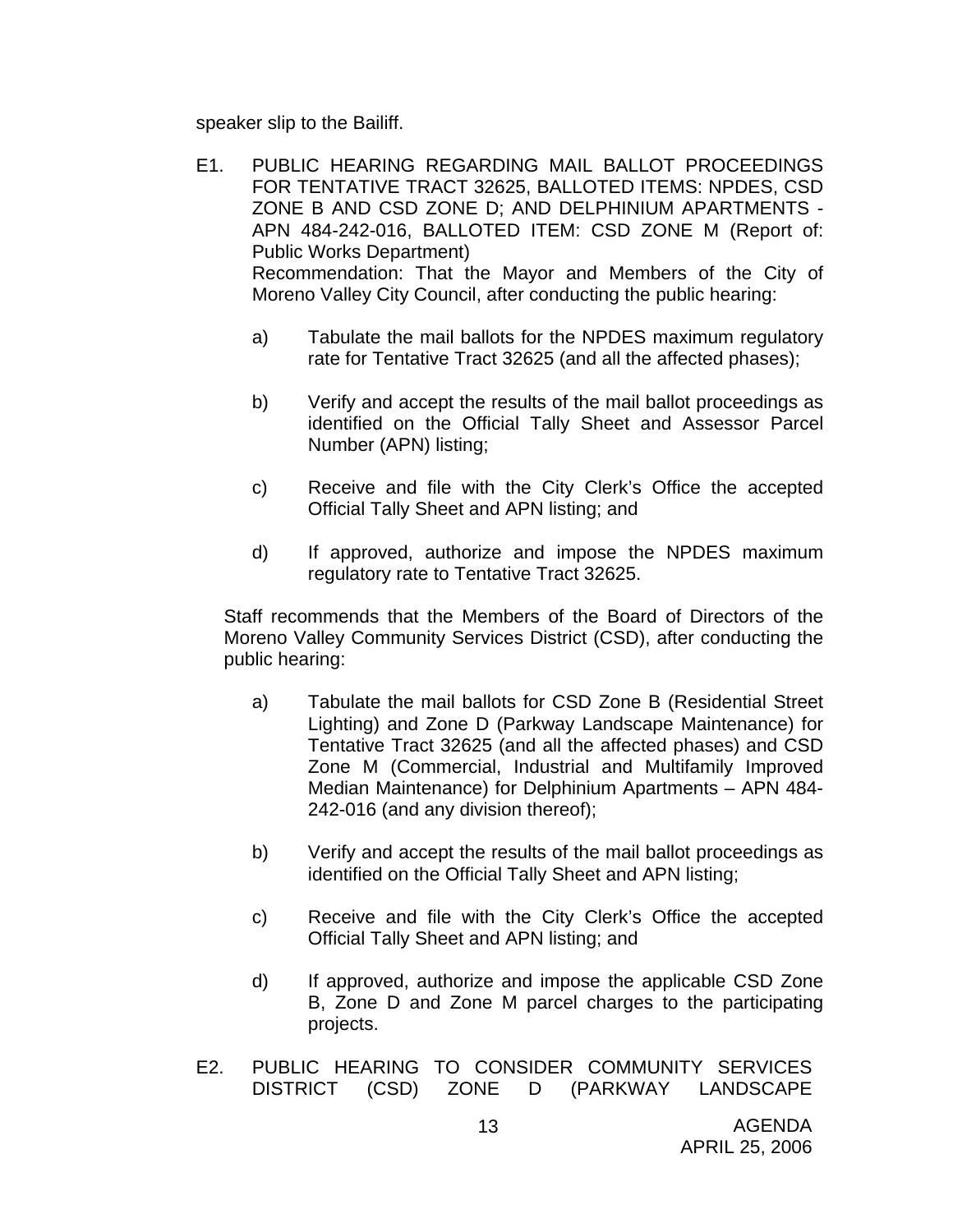speaker slip to the Bailiff.

E1. PUBLIC HEARING REGARDING MAIL BALLOT PROCEEDINGS FOR TENTATIVE TRACT 32625, BALLOTED ITEMS: NPDES, CSD ZONE B AND CSD ZONE D; AND DELPHINIUM APARTMENTS - APN 484-242-016, BALLOTED ITEM: CSD ZONE M (Report of: Public Works Department)
Recommendation: That the Mayor and Members of the City of Moreno Valley City Council, after conducting the public hearing:

a) Tabulate the mail ballots for the NPDES maximum regulatory rate for Tentative Tract 32625 (and all the affected phases);

b) Verify and accept the results of the mail ballot proceedings as identified on the Official Tally Sheet and Assessor Parcel Number (APN) listing;

c) Receive and file with the City Clerk's Office the accepted Official Tally Sheet and APN listing; and

d) If approved, authorize and impose the NPDES maximum regulatory rate to Tentative Tract 32625.

Staff recommends that the Members of the Board of Directors of the Moreno Valley Community Services District (CSD), after conducting the public hearing:

a) Tabulate the mail ballots for CSD Zone B (Residential Street Lighting) and Zone D (Parkway Landscape Maintenance) for Tentative Tract 32625 (and all the affected phases) and CSD Zone M (Commercial, Industrial and Multifamily Improved Median Maintenance) for Delphinium Apartments – APN 484-242-016 (and any division thereof);

b) Verify and accept the results of the mail ballot proceedings as identified on the Official Tally Sheet and APN listing;

c) Receive and file with the City Clerk's Office the accepted Official Tally Sheet and APN listing; and

d) If approved, authorize and impose the applicable CSD Zone B, Zone D and Zone M parcel charges to the participating projects.

E2. PUBLIC HEARING TO CONSIDER COMMUNITY SERVICES DISTRICT (CSD) ZONE D (PARKWAY LANDSCAPE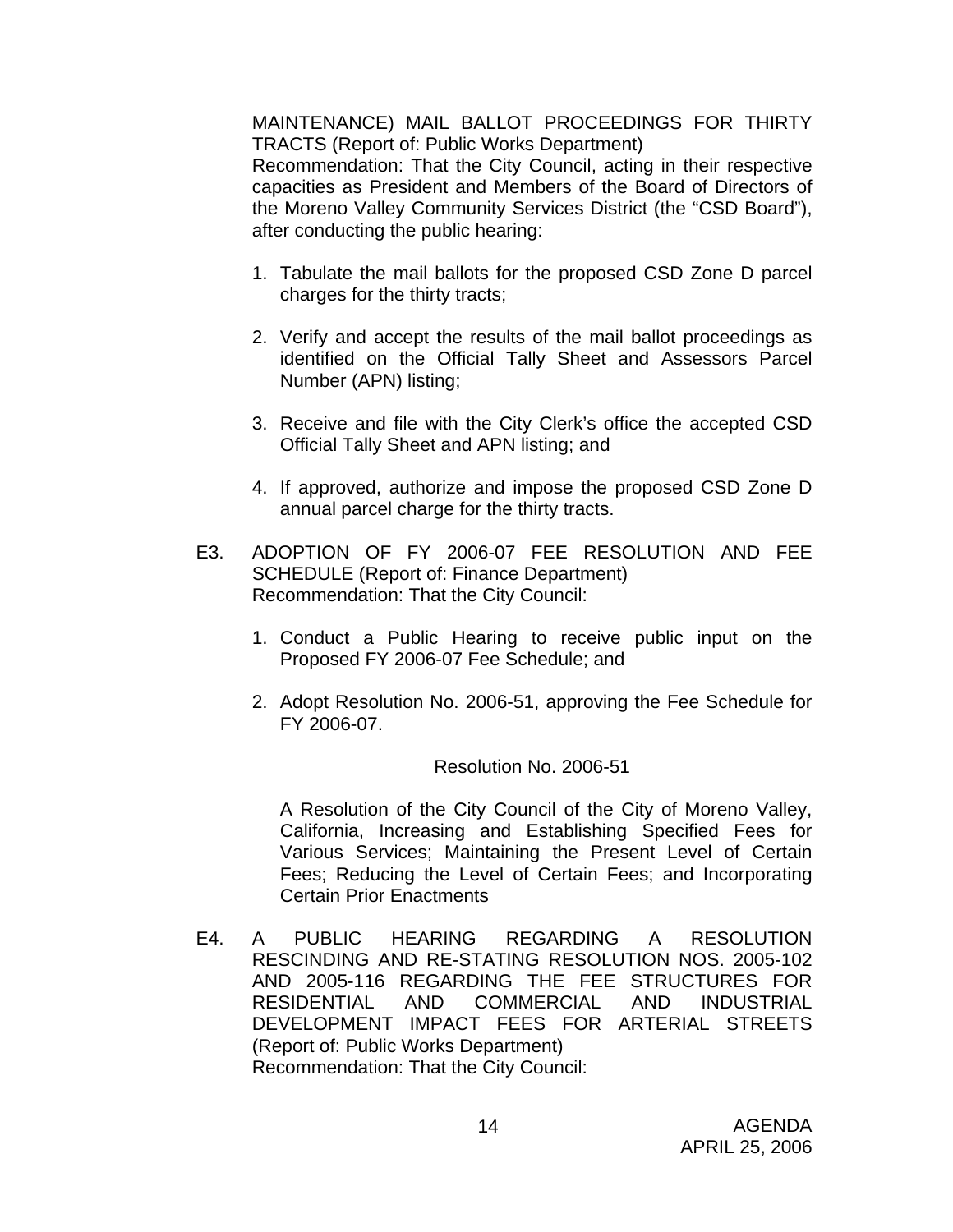MAINTENANCE) MAIL BALLOT PROCEEDINGS FOR THIRTY TRACTS (Report of: Public Works Department)
Recommendation: That the City Council, acting in their respective capacities as President and Members of the Board of Directors of the Moreno Valley Community Services District (the "CSD Board"), after conducting the public hearing:

1. Tabulate the mail ballots for the proposed CSD Zone D parcel charges for the thirty tracts;

2. Verify and accept the results of the mail ballot proceedings as identified on the Official Tally Sheet and Assessors Parcel Number (APN) listing;

3. Receive and file with the City Clerk's office the accepted CSD Official Tally Sheet and APN listing; and

4. If approved, authorize and impose the proposed CSD Zone D annual parcel charge for the thirty tracts.

E3. ADOPTION OF FY 2006-07 FEE RESOLUTION AND FEE SCHEDULE (Report of: Finance Department)
Recommendation: That the City Council:

1. Conduct a Public Hearing to receive public input on the Proposed FY 2006-07 Fee Schedule; and

2. Adopt Resolution No. 2006-51, approving the Fee Schedule for FY 2006-07.

Resolution No. 2006-51

A Resolution of the City Council of the City of Moreno Valley, California, Increasing and Establishing Specified Fees for Various Services; Maintaining the Present Level of Certain Fees; Reducing the Level of Certain Fees; and Incorporating Certain Prior Enactments

E4. A PUBLIC HEARING REGARDING A RESOLUTION RESCINDING AND RE-STATING RESOLUTION NOS. 2005-102 AND 2005-116 REGARDING THE FEE STRUCTURES FOR RESIDENTIAL AND COMMERCIAL AND INDUSTRIAL DEVELOPMENT IMPACT FEES FOR ARTERIAL STREETS (Report of: Public Works Department)
Recommendation: That the City Council: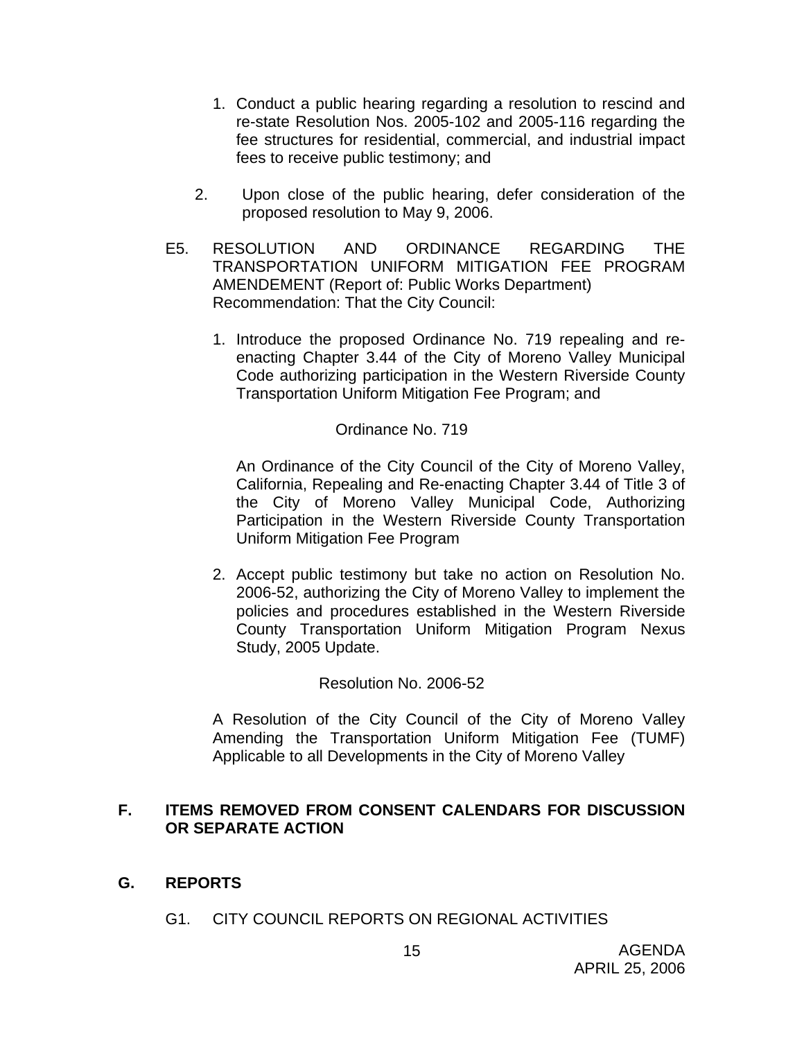1. Conduct a public hearing regarding a resolution to rescind and re-state Resolution Nos. 2005-102 and 2005-116 regarding the fee structures for residential, commercial, and industrial impact fees to receive public testimony; and

2. Upon close of the public hearing, defer consideration of the proposed resolution to May 9, 2006.

E5. RESOLUTION AND ORDINANCE REGARDING THE TRANSPORTATION UNIFORM MITIGATION FEE PROGRAM AMENDEMENT (Report of: Public Works Department)
Recommendation: That the City Council:

1. Introduce the proposed Ordinance No. 719 repealing and re-enacting Chapter 3.44 of the City of Moreno Valley Municipal Code authorizing participation in the Western Riverside County Transportation Uniform Mitigation Fee Program; and

   Ordinance No. 719

   An Ordinance of the City Council of the City of Moreno Valley, California, Repealing and Re-enacting Chapter 3.44 of Title 3 of the City of Moreno Valley Municipal Code, Authorizing Participation in the Western Riverside County Transportation Uniform Mitigation Fee Program

2. Accept public testimony but take no action on Resolution No. 2006-52, authorizing the City of Moreno Valley to implement the policies and procedures established in the Western Riverside County Transportation Uniform Mitigation Program Nexus Study, 2005 Update.

   Resolution No. 2006-52

   A Resolution of the City Council of the City of Moreno Valley Amending the Transportation Uniform Mitigation Fee (TUMF) Applicable to all Developments in the City of Moreno Valley

## F. ITEMS REMOVED FROM CONSENT CALENDARS FOR DISCUSSION OR SEPARATE ACTION

## G. REPORTS

G1. CITY COUNCIL REPORTS ON REGIONAL ACTIVITIES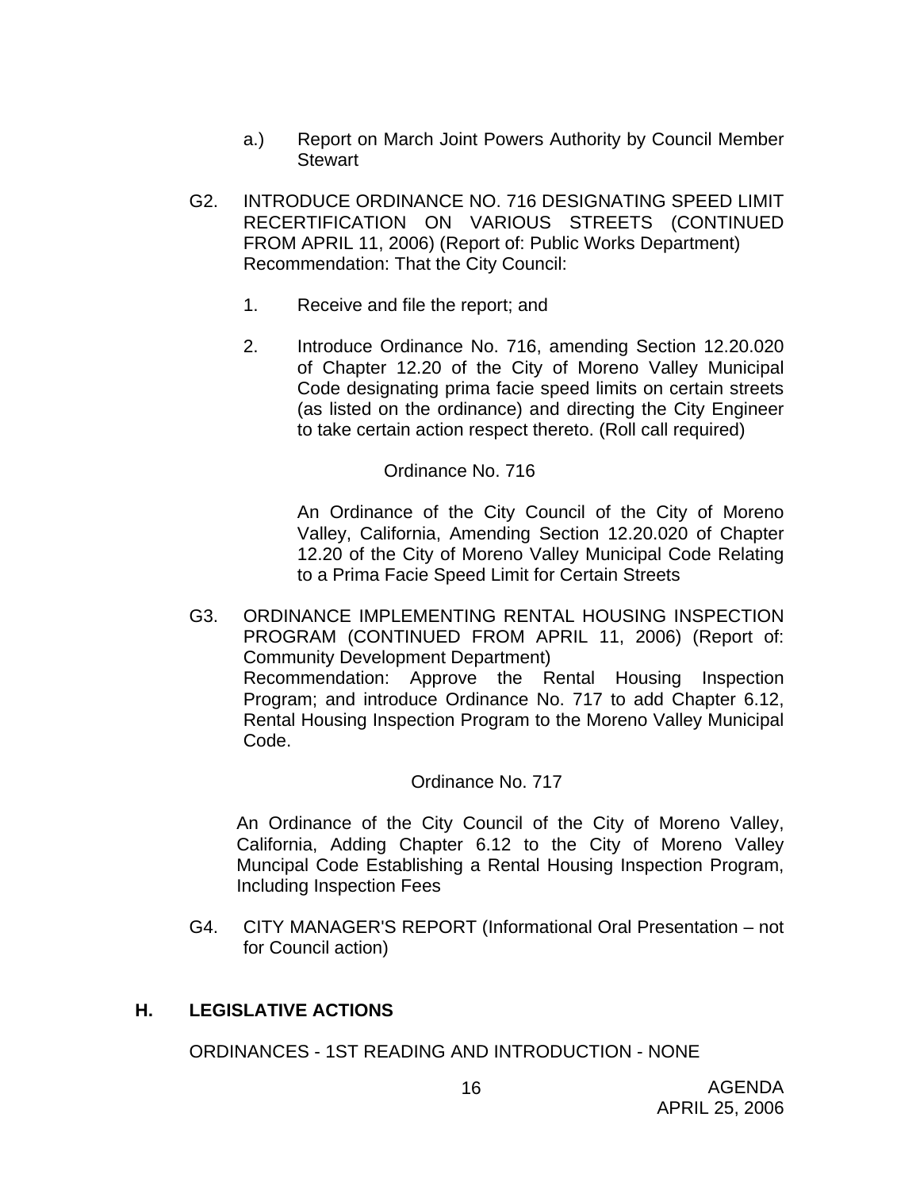a.) Report on March Joint Powers Authority by Council Member Stewart

G2. INTRODUCE ORDINANCE NO. 716 DESIGNATING SPEED LIMIT RECERTIFICATION ON VARIOUS STREETS (CONTINUED FROM APRIL 11, 2006) (Report of: Public Works Department)
Recommendation: That the City Council:

1. Receive and file the report; and

2. Introduce Ordinance No. 716, amending Section 12.20.020 of Chapter 12.20 of the City of Moreno Valley Municipal Code designating prima facie speed limits on certain streets (as listed on the ordinance) and directing the City Engineer to take certain action respect thereto. (Roll call required)

Ordinance No. 716

An Ordinance of the City Council of the City of Moreno Valley, California, Amending Section 12.20.020 of Chapter 12.20 of the City of Moreno Valley Municipal Code Relating to a Prima Facie Speed Limit for Certain Streets

G3. ORDINANCE IMPLEMENTING RENTAL HOUSING INSPECTION PROGRAM (CONTINUED FROM APRIL 11, 2006) (Report of: Community Development Department)
Recommendation: Approve the Rental Housing Inspection Program; and introduce Ordinance No. 717 to add Chapter 6.12, Rental Housing Inspection Program to the Moreno Valley Municipal Code.

Ordinance No. 717

An Ordinance of the City Council of the City of Moreno Valley, California, Adding Chapter 6.12 to the City of Moreno Valley Muncipal Code Establishing a Rental Housing Inspection Program, Including Inspection Fees

G4. CITY MANAGER'S REPORT (Informational Oral Presentation – not for Council action)

## H. LEGISLATIVE ACTIONS

ORDINANCES - 1ST READING AND INTRODUCTION - NONE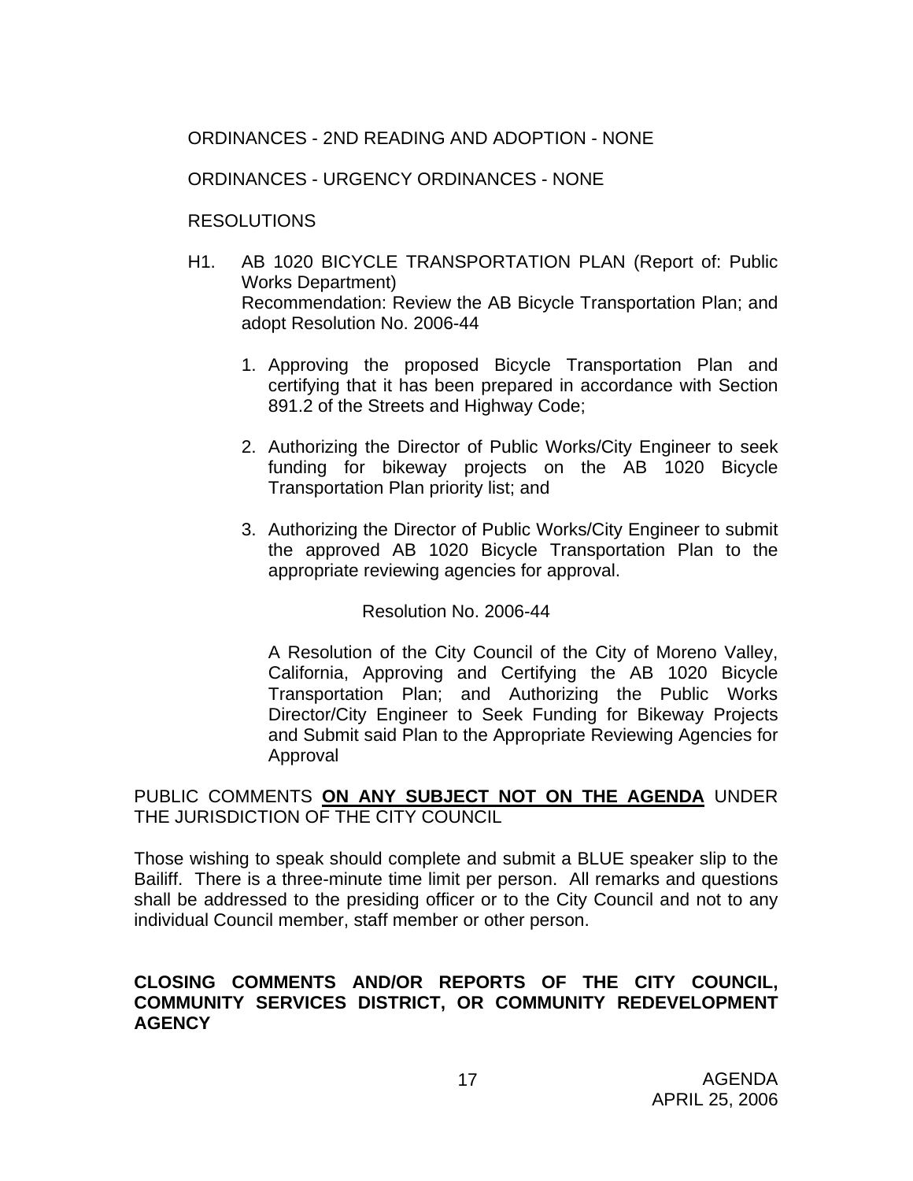ORDINANCES - 2ND READING AND ADOPTION - NONE

ORDINANCES - URGENCY ORDINANCES - NONE

RESOLUTIONS

H1. AB 1020 BICYCLE TRANSPORTATION PLAN (Report of: Public Works Department)
Recommendation: Review the AB Bicycle Transportation Plan; and adopt Resolution No. 2006-44

1. Approving the proposed Bicycle Transportation Plan and certifying that it has been prepared in accordance with Section 891.2 of the Streets and Highway Code;

2. Authorizing the Director of Public Works/City Engineer to seek funding for bikeway projects on the AB 1020 Bicycle Transportation Plan priority list; and

3. Authorizing the Director of Public Works/City Engineer to submit the approved AB 1020 Bicycle Transportation Plan to the appropriate reviewing agencies for approval.

Resolution No. 2006-44

A Resolution of the City Council of the City of Moreno Valley, California, Approving and Certifying the AB 1020 Bicycle Transportation Plan; and Authorizing the Public Works Director/City Engineer to Seek Funding for Bikeway Projects and Submit said Plan to the Appropriate Reviewing Agencies for Approval

PUBLIC COMMENTS **ON ANY SUBJECT NOT ON THE AGENDA** UNDER THE JURISDICTION OF THE CITY COUNCIL

Those wishing to speak should complete and submit a BLUE speaker slip to the Bailiff. There is a three-minute time limit per person. All remarks and questions shall be addressed to the presiding officer or to the City Council and not to any individual Council member, staff member or other person.

**CLOSING COMMENTS AND/OR REPORTS OF THE CITY COUNCIL, COMMUNITY SERVICES DISTRICT, OR COMMUNITY REDEVELOPMENT AGENCY**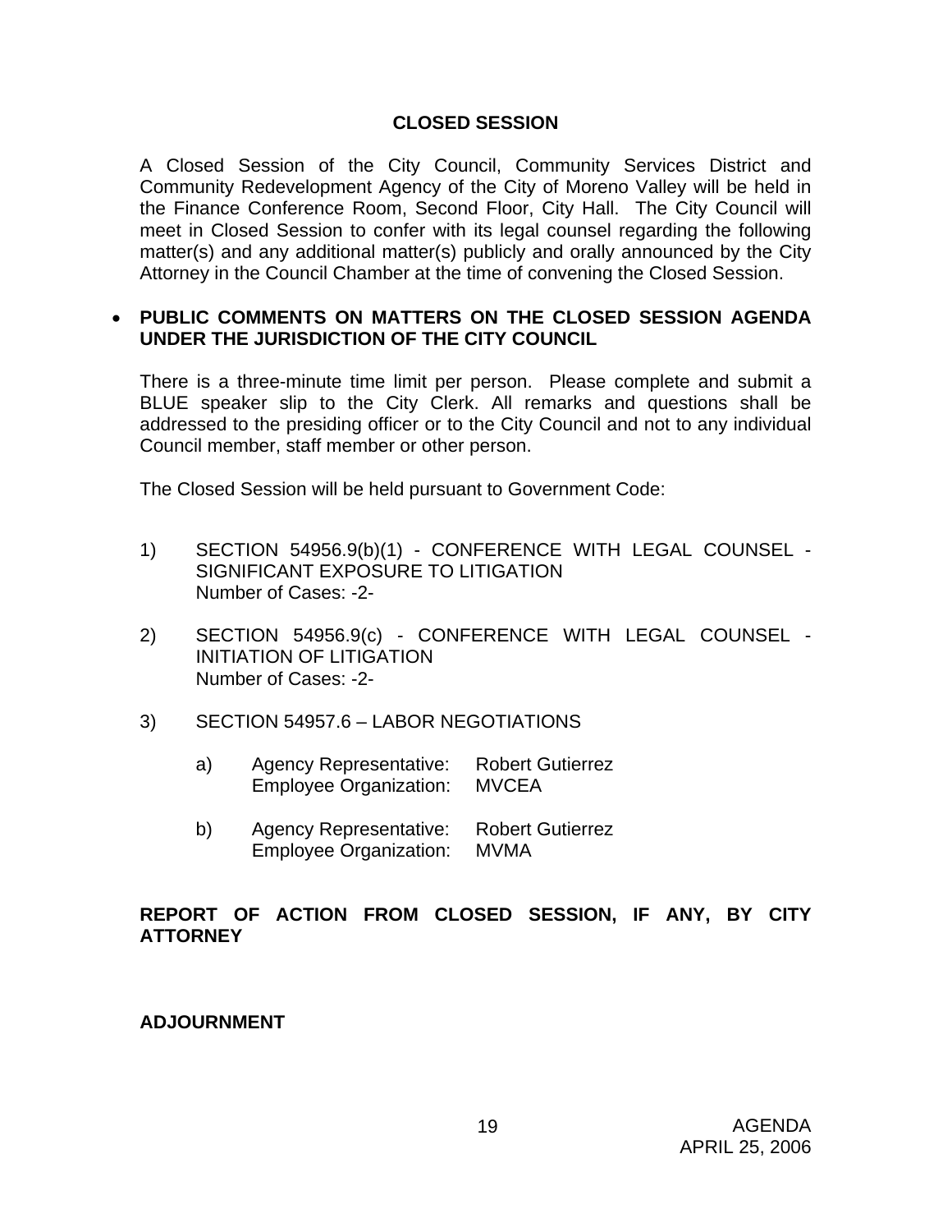## CLOSED SESSION

A Closed Session of the City Council, Community Services District and Community Redevelopment Agency of the City of Moreno Valley will be held in the Finance Conference Room, Second Floor, City Hall. The City Council will meet in Closed Session to confer with its legal counsel regarding the following matter(s) and any additional matter(s) publicly and orally announced by the City Attorney in the Council Chamber at the time of convening the Closed Session.

- **PUBLIC COMMENTS ON MATTERS ON THE CLOSED SESSION AGENDA UNDER THE JURISDICTION OF THE CITY COUNCIL**

  There is a three-minute time limit per person. Please complete and submit a BLUE speaker slip to the City Clerk. All remarks and questions shall be addressed to the presiding officer or to the City Council and not to any individual Council member, staff member or other person.

  The Closed Session will be held pursuant to Government Code:

1) SECTION 54956.9(b)(1) - CONFERENCE WITH LEGAL COUNSEL - SIGNIFICANT EXPOSURE TO LITIGATION
   Number of Cases: -2-

2) SECTION 54956.9(c) - CONFERENCE WITH LEGAL COUNSEL - INITIATION OF LITIGATION
   Number of Cases: -2-

3) SECTION 54957.6 – LABOR NEGOTIATIONS

   a) Agency Representative: Robert Gutierrez
      Employee Organization: MVCEA

   b) Agency Representative: Robert Gutierrez
      Employee Organization: MVMA

**REPORT OF ACTION FROM CLOSED SESSION, IF ANY, BY CITY ATTORNEY**

**ADJOURNMENT**